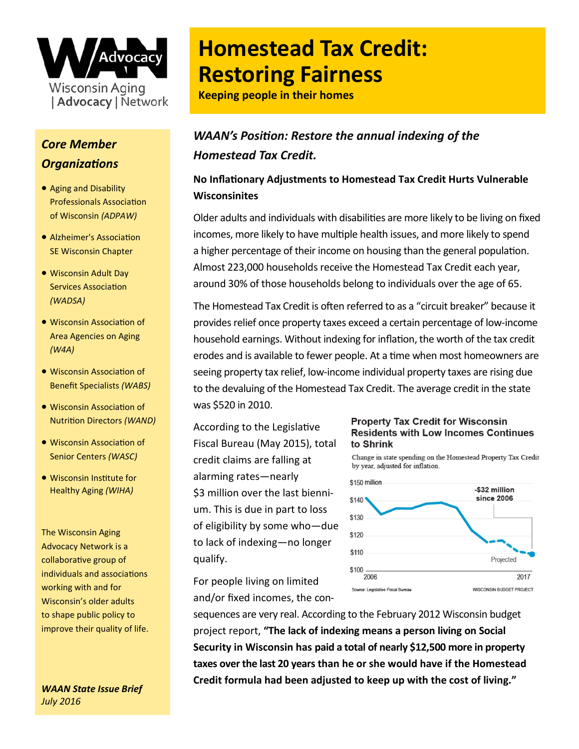# Homestead Tax Credit: Restoring Fairness

**Keeping people in their homes**

### *WAAN's Position: Restore the annual indexing of the Homestead Tax Credit.*

**No Inflationary Adjustments to Homestead Tax Credit Hurts Vulnerable Wisconsinites**

Older adults and individuals with disabilities are more likely to be living on fixed incomes, more likely to have multiple health issues, and more likely to spend a higher percentage of their income on housing than the general population. Almost 223,000 households receive the Homestead Tax Credit each year, around 30% of those households belong to individuals over the age of 65.

The Homestead Tax Credit is often referred to as a "circuit breaker" because it provides relief once property taxes exceed a certain percentage of low-income household earnings. Without indexing for inflation, the worth of the tax credit erodes and is available to fewer people. At a time when most homeowners are seeing property tax relief, low-income individual property taxes are rising due to the devaluing of the Homestead Tax Credit. The average credit in the state was $520 in 2010.

According to the Legislative Fiscal Bureau (May 2015), total credit claims are falling at alarming rates—nearly $3 million over the last biennium. This is due in part to loss of eligibility by some who—due to lack of indexing—no longer qualify.

**Property Tax Credit for Wisconsin Residents with Low Incomes Continues to Shrink**

Change in state spending on the Homestead Property Tax Credit by year, adjusted for inflation.

-$32 million since 2006

Projected

Source: Legislative Fiscal Bureau — WISCONSIN BUDGET PROJECT

For people living on limited and/or fixed incomes, the consequences are very real. According to the February 2012 Wisconsin budget project report, **"The lack of indexing means a person living on Social Security in Wisconsin has paid a total of nearly $12,500 more in property taxes over the last 20 years than he or she would have if the Homestead Credit formula had been adjusted to keep up with the cost of living."**

---

Wisconsin Aging | Advocacy | Network

### *Core Member Organizations*

- Aging and Disability Professionals Association of Wisconsin *(ADPAW)*
- Alzheimer's Association SE Wisconsin Chapter
- Wisconsin Adult Day Services Association *(WADSA)*
- Wisconsin Association of Area Agencies on Aging *(W4A)*
- Wisconsin Association of Benefit Specialists *(WABS)*
- Wisconsin Association of Nutrition Directors *(WAND)*
- Wisconsin Association of Senior Centers *(WASC)*
- Wisconsin Institute for Healthy Aging *(WIHA)*

The Wisconsin Aging Advocacy Network is a collaborative group of individuals and associations working with and for Wisconsin's older adults to shape public policy to improve their quality of life.

***WAAN State Issue Brief***
*July 2016*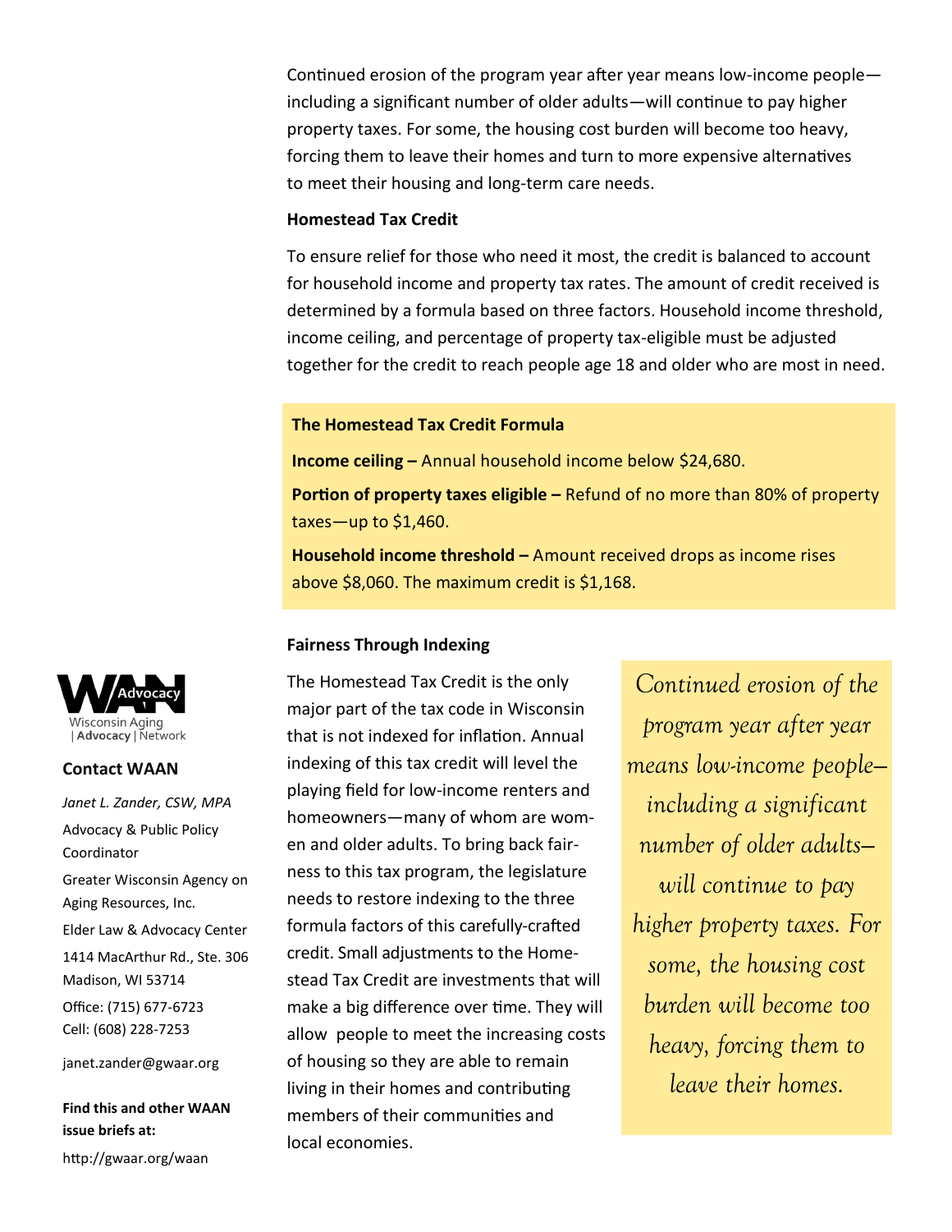Continued erosion of the program year after year means low-income people—including a significant number of older adults—will continue to pay higher property taxes. For some, the housing cost burden will become too heavy, forcing them to leave their homes and turn to more expensive alternatives to meet their housing and long-term care needs.

### Homestead Tax Credit

To ensure relief for those who need it most, the credit is balanced to account for household income and property tax rates. The amount of credit received is determined by a formula based on three factors. Household income threshold, income ceiling, and percentage of property tax-eligible must be adjusted together for the credit to reach people age 18 and older who are most in need.

**The Homestead Tax Credit Formula**

**Income ceiling –** Annual household income below $24,680.

**Portion of property taxes eligible –** Refund of no more than 80% of property taxes—up to $1,460.

**Household income threshold –** Amount received drops as income rises above $8,060. The maximum credit is $1,168.

### Fairness Through Indexing

The Homestead Tax Credit is the only major part of the tax code in Wisconsin that is not indexed for inflation. Annual indexing of this tax credit will level the playing field for low-income renters and homeowners—many of whom are women and older adults. To bring back fairness to this tax program, the legislature needs to restore indexing to the three formula factors of this carefully-crafted credit. Small adjustments to the Homestead Tax Credit are investments that will make a big difference over time. They will allow people to meet the increasing costs of housing so they are able to remain living in their homes and contributing members of their communities and local economies.

*Continued erosion of the program year after year means low-income people–including a significant number of older adults–will continue to pay higher property taxes. For some, the housing cost burden will become too heavy, forcing them to leave their homes.*

WAN Advocacy
Wisconsin Aging | Advocacy | Network

**Contact WAAN**

*Janet L. Zander, CSW, MPA*

Advocacy & Public Policy Coordinator

Greater Wisconsin Agency on Aging Resources, Inc.

Elder Law & Advocacy Center

1414 MacArthur Rd., Ste. 306
Madison, WI 53714

Office: (715) 677-6723
Cell: (608) 228-7253

janet.zander@gwaar.org

**Find this and other WAAN issue briefs at:**

http://gwaar.org/waan